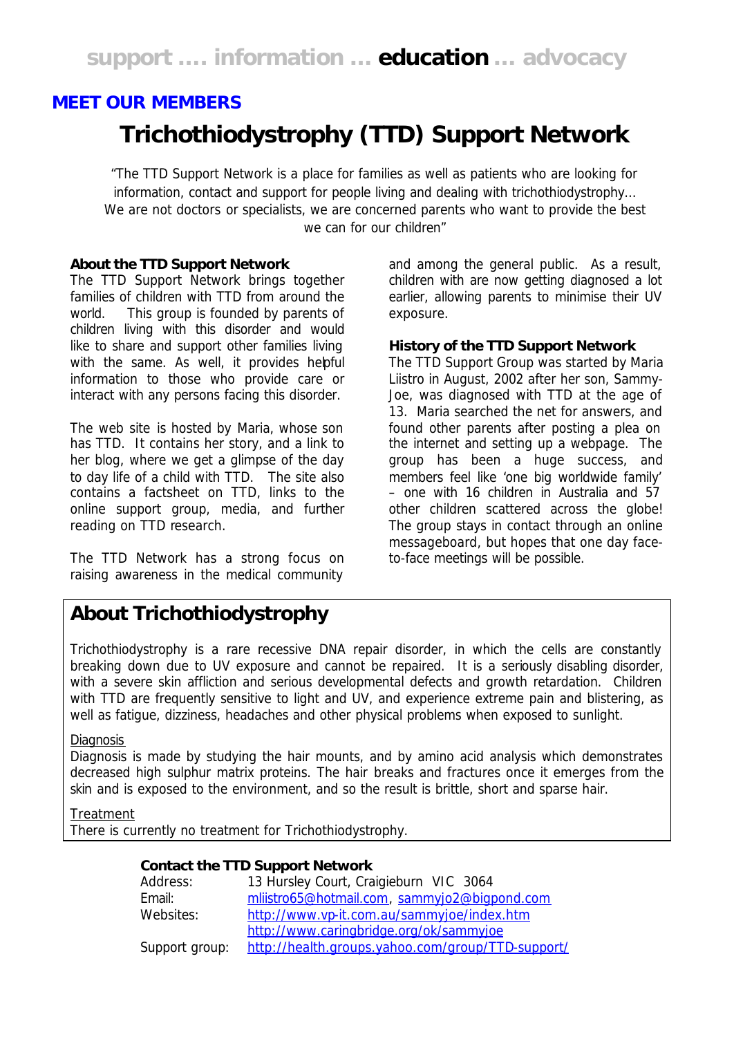support …. information … **education** … advocacy

## MEET OUR MEMBERS

# Trichothiodystrophy (TTD) Support Network

"The TTD Support Network is a place for families as well as patients who are looking for information, contact and support for people living and dealing with trichothiodystrophy… We are not doctors or specialists, we are concerned parents who want to provide the best we can for our children"

**About the TTD Support Network**

The TTD Support Network brings together families of children with TTD from around the world. This group is founded by parents of children living with this disorder and would like to share and support other families living with the same. As well, it provides helpful information to those who provide care or interact with any persons facing this disorder.

The web site is hosted by Maria, whose son has TTD. It contains her story, and a link to her blog, where we get a glimpse of the day to day life of a child with TTD. The site also contains a factsheet on TTD, links to the online support group, media, and further reading on TTD research.

The TTD Network has a strong focus on raising awareness in the medical community and among the general public. As a result, children with are now getting diagnosed a lot earlier, allowing parents to minimise their UV exposure.

**History of the TTD Support Network**

The TTD Support Group was started by Maria Liistro in August, 2002 after her son, Sammy-Joe, was diagnosed with TTD at the age of 13. Maria searched the net for answers, and found other parents after posting a plea on the internet and setting up a webpage. The group has been a huge success, and members feel like 'one big worldwide family' – one with 16 children in Australia and 57 other children scattered across the globe! The group stays in contact through an online messageboard, but hopes that one day face-to-face meetings will be possible.

## About Trichothiodystrophy

Trichothiodystrophy is a rare recessive DNA repair disorder, in which the cells are constantly breaking down due to UV exposure and cannot be repaired. It is a seriously disabling disorder, with a severe skin affliction and serious developmental defects and growth retardation. Children with TTD are frequently sensitive to light and UV, and experience extreme pain and blistering, as well as fatigue, dizziness, headaches and other physical problems when exposed to sunlight.

Diagnosis

Diagnosis is made by studying the hair mounts, and by amino acid analysis which demonstrates decreased high sulphur matrix proteins. The hair breaks and fractures once it emerges from the skin and is exposed to the environment, and so the result is brittle, short and sparse hair.

Treatment

There is currently no treatment for Trichothiodystrophy.

**Contact the TTD Support Network**

| | |
|---|---|
| Address: | 13 Hursley Court, Craigieburn VIC 3064 |
| Email: | mliistro65@hotmail.com, sammyjo2@bigpond.com |
| Websites: | http://www.vp-it.com.au/sammyjoe/index.htm |
| | http://www.caringbridge.org/ok/sammyjoe |
| Support group: | http://health.groups.yahoo.com/group/TTD-support/ |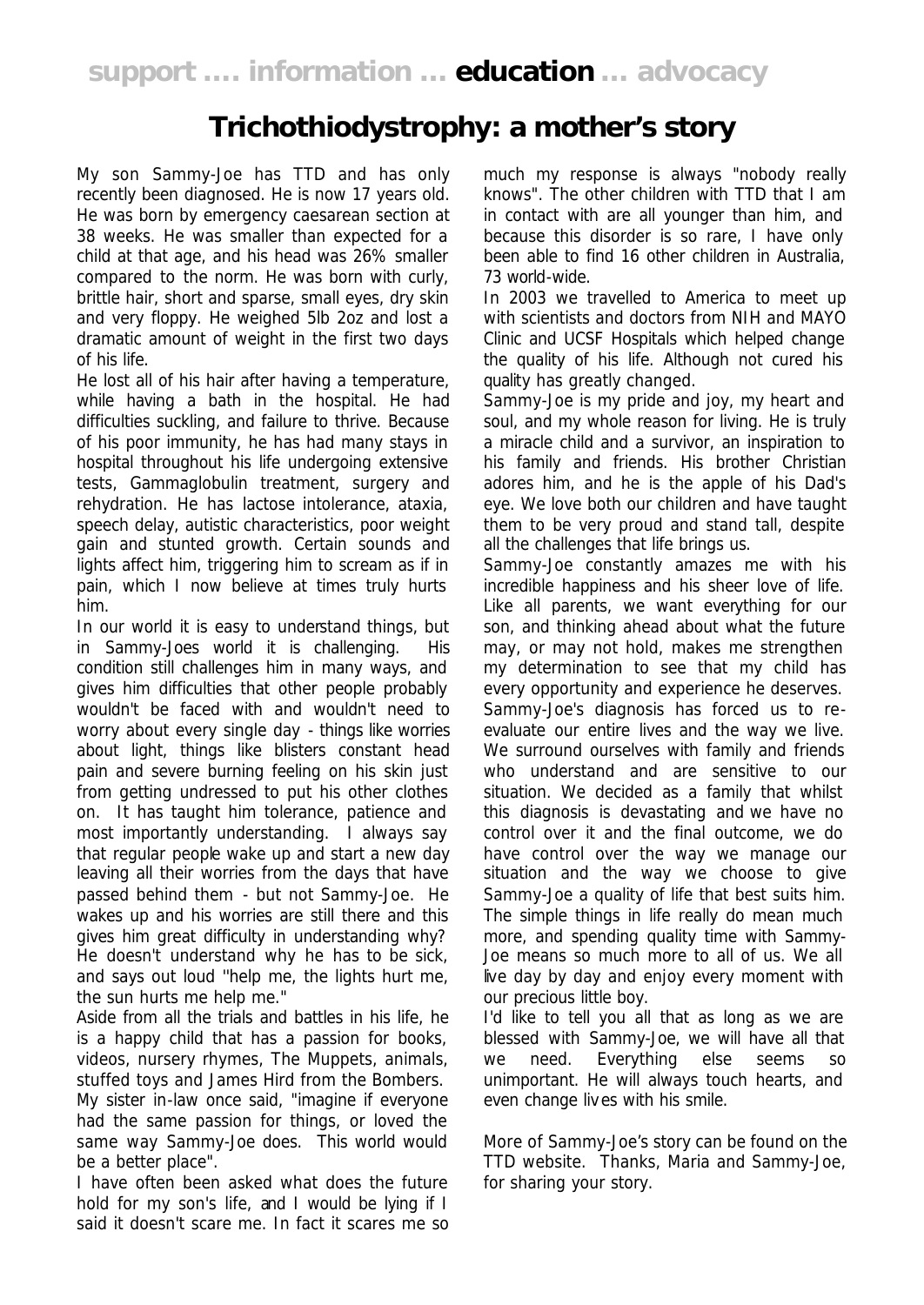**support …. information … education … advocacy**

# Trichothiodystrophy: a mother's story

My son Sammy-Joe has TTD and has only recently been diagnosed. He is now 17 years old. He was born by emergency caesarean section at 38 weeks. He was smaller than expected for a child at that age, and his head was 26% smaller compared to the norm. He was born with curly, brittle hair, short and sparse, small eyes, dry skin and very floppy. He weighed 5lb 2oz and lost a dramatic amount of weight in the first two days of his life.

He lost all of his hair after having a temperature, while having a bath in the hospital. He had difficulties suckling, and failure to thrive. Because of his poor immunity, he has had many stays in hospital throughout his life undergoing extensive tests, Gammaglobulin treatment, surgery and rehydration. He has lactose intolerance, ataxia, speech delay, autistic characteristics, poor weight gain and stunted growth. Certain sounds and lights affect him, triggering him to scream as if in pain, which I now believe at times truly hurts him.

In our world it is easy to understand things, but in Sammy-Joes world it is challenging. His condition still challenges him in many ways, and gives him difficulties that other people probably wouldn't be faced with and wouldn't need to worry about every single day - things like worries about light, things like blisters constant head pain and severe burning feeling on his skin just from getting undressed to put his other clothes on. It has taught him tolerance, patience and most importantly understanding. I always say that regular people wake up and start a new day leaving all their worries from the days that have passed behind them - but not Sammy-Joe. He wakes up and his worries are still there and this gives him great difficulty in understanding why? He doesn't understand why he has to be sick, and says out loud "help me, the lights hurt me, the sun hurts me help me."

Aside from all the trials and battles in his life, he is a happy child that has a passion for books, videos, nursery rhymes, The Muppets, animals, stuffed toys and James Hird from the Bombers. My sister in-law once said, "imagine if everyone had the same passion for things, or loved the same way Sammy-Joe does. This world would be a better place".

I have often been asked what does the future hold for my son's life, and I would be lying if I said it doesn't scare me. In fact it scares me so much my response is always "nobody really knows". The other children with TTD that I am in contact with are all younger than him, and because this disorder is so rare, I have only been able to find 16 other children in Australia, 73 world-wide.

In 2003 we travelled to America to meet up with scientists and doctors from NIH and MAYO Clinic and UCSF Hospitals which helped change the quality of his life. Although not cured his quality has greatly changed.

Sammy-Joe is my pride and joy, my heart and soul, and my whole reason for living. He is truly a miracle child and a survivor, an inspiration to his family and friends. His brother Christian adores him, and he is the apple of his Dad's eye. We love both our children and have taught them to be very proud and stand tall, despite all the challenges that life brings us.

Sammy-Joe constantly amazes me with his incredible happiness and his sheer love of life. Like all parents, we want everything for our son, and thinking ahead about what the future may, or may not hold, makes me strengthen my determination to see that my child has every opportunity and experience he deserves. Sammy-Joe's diagnosis has forced us to re-evaluate our entire lives and the way we live. We surround ourselves with family and friends who understand and are sensitive to our situation. We decided as a family that whilst this diagnosis is devastating and we have no control over it and the final outcome, we do have control over the way we manage our situation and the way we choose to give Sammy-Joe a quality of life that best suits him. The simple things in life really do mean much more, and spending quality time with Sammy-Joe means so much more to all of us. We all live day by day and enjoy every moment with our precious little boy.

I'd like to tell you all that as long as we are blessed with Sammy-Joe, we will have all that we need. Everything else seems so unimportant. He will always touch hearts, and even change lives with his smile.

More of Sammy-Joe's story can be found on the TTD website. Thanks, Maria and Sammy-Joe, for sharing your story.